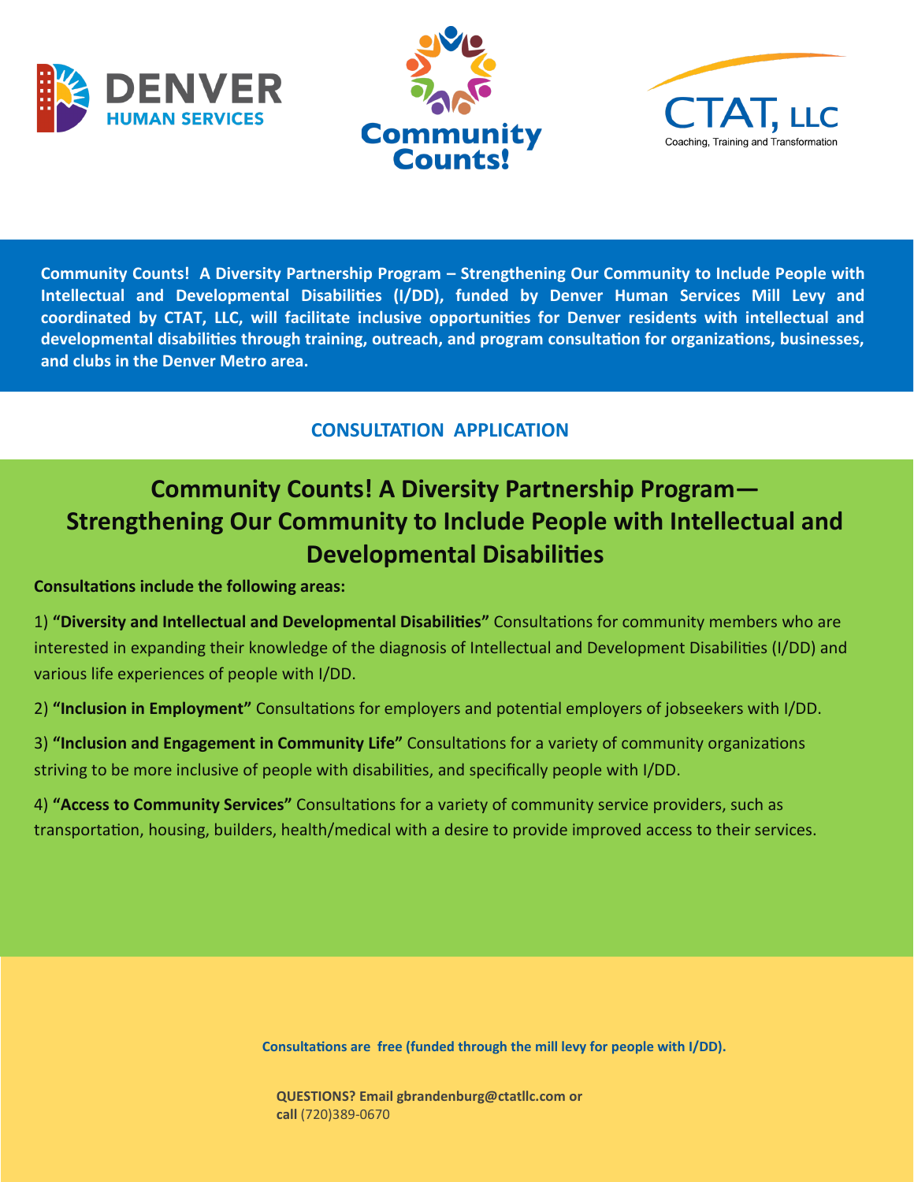DENVER HUMAN SERVICES

Community Counts!

CTAT, LLC
Coaching, Training and Transformation

**Community Counts! A Diversity Partnership Program – Strengthening Our Community to Include People with Intellectual and Developmental Disabilities (I/DD), funded by Denver Human Services Mill Levy and coordinated by CTAT, LLC, will facilitate inclusive opportunities for Denver residents with intellectual and developmental disabilities through training, outreach, and program consultation for organizations, businesses, and clubs in the Denver Metro area.**

## CONSULTATION APPLICATION

# Community Counts! A Diversity Partnership Program—Strengthening Our Community to Include People with Intellectual and Developmental Disabilities

**Consultations include the following areas:**

1) **"Diversity and Intellectual and Developmental Disabilities"** Consultations for community members who are interested in expanding their knowledge of the diagnosis of Intellectual and Development Disabilities (I/DD) and various life experiences of people with I/DD.

2) **"Inclusion in Employment"** Consultations for employers and potential employers of jobseekers with I/DD.

3) **"Inclusion and Engagement in Community Life"** Consultations for a variety of community organizations striving to be more inclusive of people with disabilities, and specifically people with I/DD.

4) **"Access to Community Services"** Consultations for a variety of community service providers, such as transportation, housing, builders, health/medical with a desire to provide improved access to their services.

**Consultations are free (funded through the mill levy for people with I/DD).**

**QUESTIONS? Email gbrandenburg@ctatllc.com or call** (720)389-0670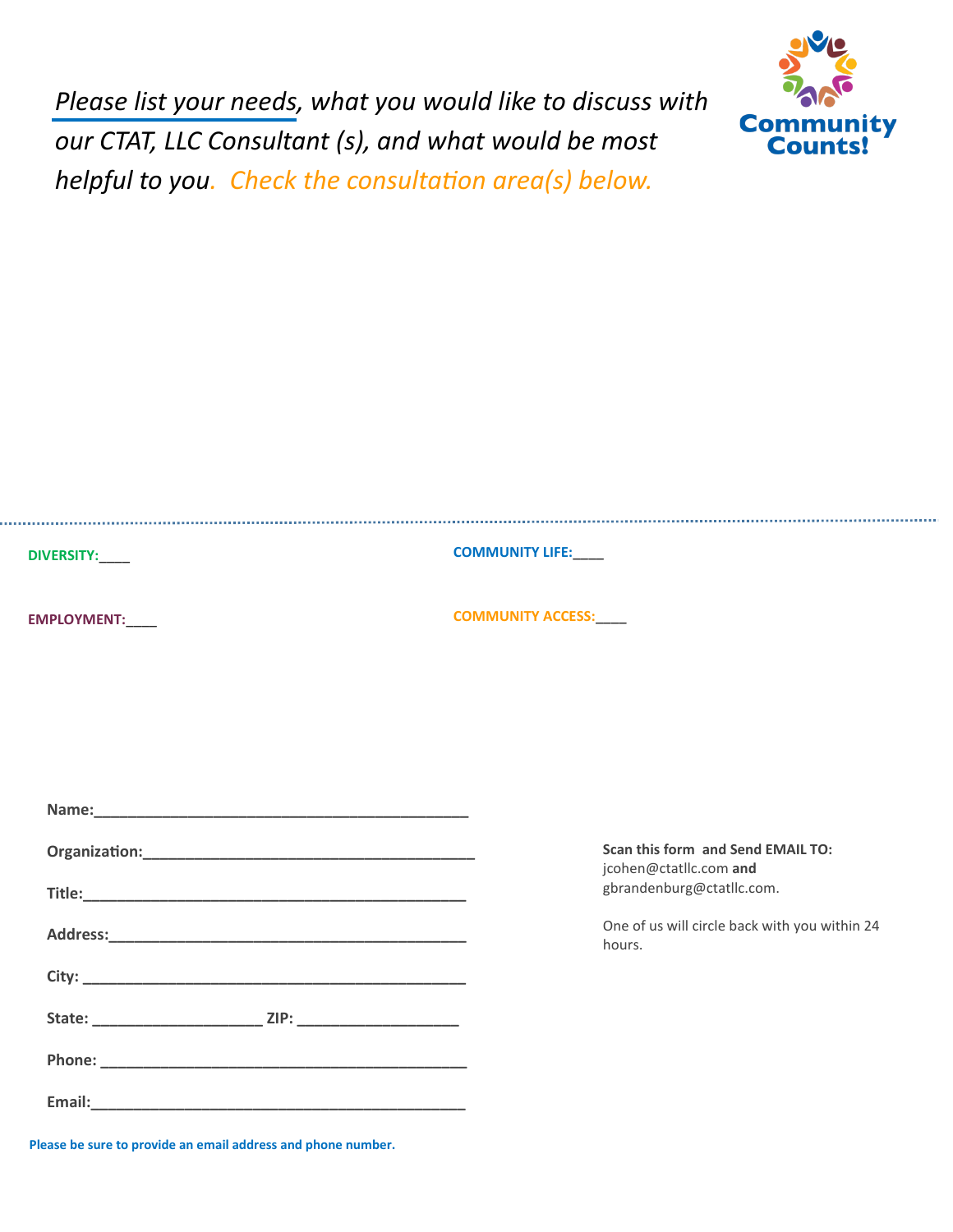*Please list your needs, what you would like to discuss with our CTAT, LLC Consultant (s), and what would be most helpful to you. Check the consultation area(s) below.*

Community Counts!

---

**DIVERSITY:____**

**COMMUNITY LIFE:____**

**EMPLOYMENT:____**

**COMMUNITY ACCESS:____**

**Name:**_____________________________________________

**Organization:**_______________________________________

**Title:**______________________________________________

**Address:**___________________________________________

**City:** ______________________________________________

**State:** ____________________ **ZIP:** ___________________

**Phone:** ____________________________________________

**Email:**_____________________________________________

**Please be sure to provide an email address and phone number.**

**Scan this form and Send EMAIL TO:**
jcohen@ctatllc.com **and** gbrandenburg@ctatllc.com.

One of us will circle back with you within 24 hours.